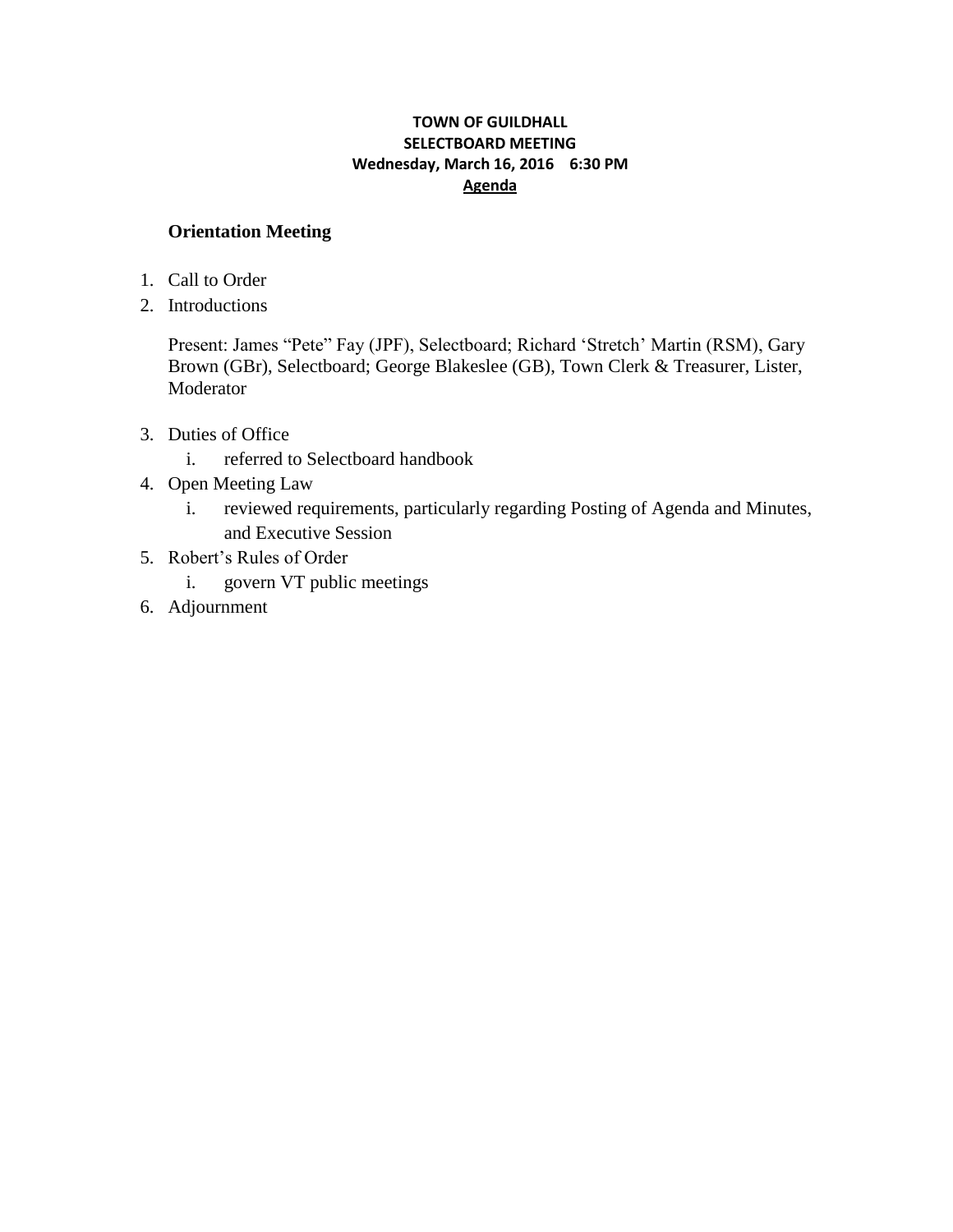**TOWN OF GUILDHALL**
**SELECTBOARD MEETING**
**Wednesday, March 16, 2016 6:30 PM**
**Agenda**

**Orientation Meeting**

1. Call to Order
2. Introductions

   Present: James "Pete" Fay (JPF), Selectboard; Richard 'Stretch' Martin (RSM), Gary Brown (GBr), Selectboard; George Blakeslee (GB), Town Clerk & Treasurer, Lister, Moderator

3. Duties of Office
   i. referred to Selectboard handbook
4. Open Meeting Law
   i. reviewed requirements, particularly regarding Posting of Agenda and Minutes, and Executive Session
5. Robert's Rules of Order
   i. govern VT public meetings
6. Adjournment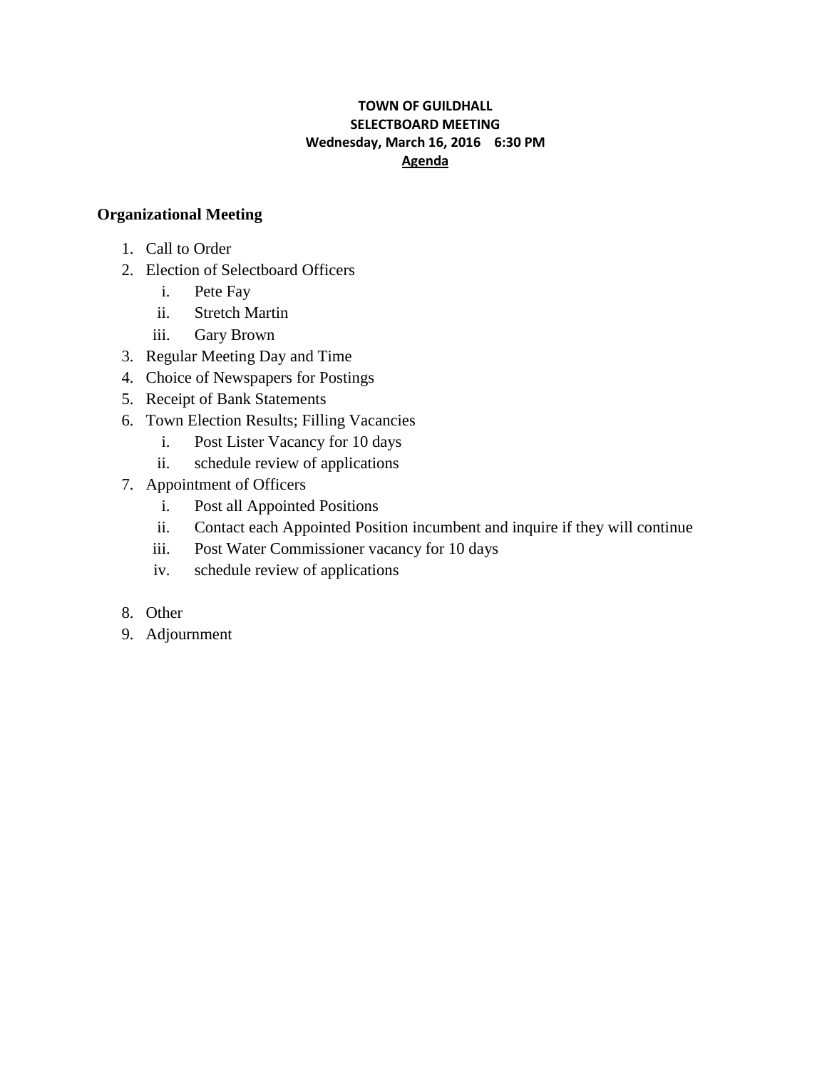**TOWN OF GUILDHALL**
**SELECTBOARD MEETING**
**Wednesday, March 16, 2016 6:30 PM**
**Agenda**

## Organizational Meeting

1. Call to Order
2. Election of Selectboard Officers
   - i. Pete Fay
   - ii. Stretch Martin
   - iii. Gary Brown
3. Regular Meeting Day and Time
4. Choice of Newspapers for Postings
5. Receipt of Bank Statements
6. Town Election Results; Filling Vacancies
   - i. Post Lister Vacancy for 10 days
   - ii. schedule review of applications
7. Appointment of Officers
   - i. Post all Appointed Positions
   - ii. Contact each Appointed Position incumbent and inquire if they will continue
   - iii. Post Water Commissioner vacancy for 10 days
   - iv. schedule review of applications
8. Other
9. Adjournment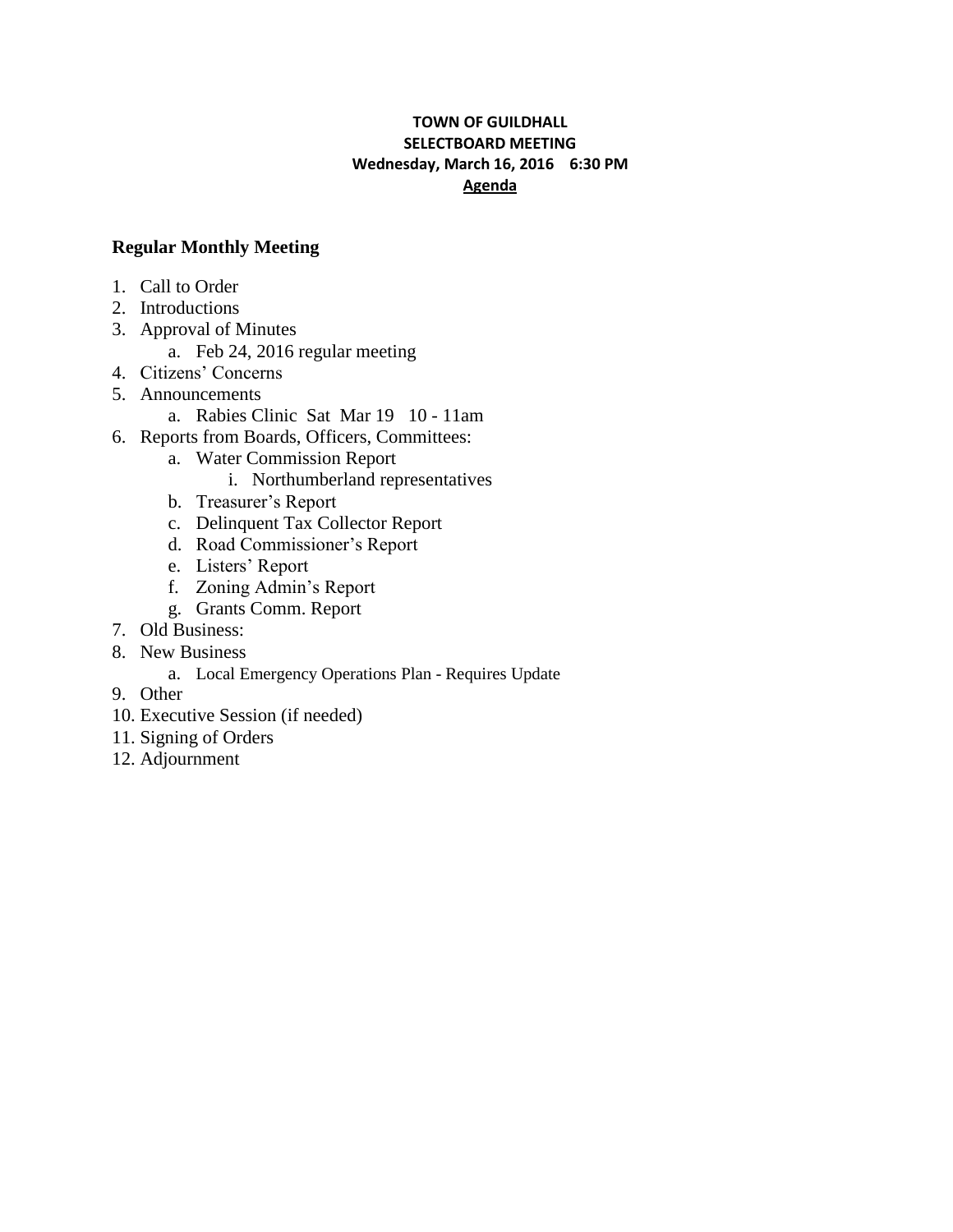**TOWN OF GUILDHALL**
**SELECTBOARD MEETING**
**Wednesday, March 16, 2016 6:30 PM**
**Agenda**

## Regular Monthly Meeting

1. Call to Order
2. Introductions
3. Approval of Minutes
   a. Feb 24, 2016 regular meeting
4. Citizens' Concerns
5. Announcements
   a. Rabies Clinic Sat Mar 19 10 - 11am
6. Reports from Boards, Officers, Committees:
   a. Water Commission Report
      i. Northumberland representatives
   b. Treasurer's Report
   c. Delinquent Tax Collector Report
   d. Road Commissioner's Report
   e. Listers' Report
   f. Zoning Admin's Report
   g. Grants Comm. Report
7. Old Business:
8. New Business
   a. Local Emergency Operations Plan - Requires Update
9. Other
10. Executive Session (if needed)
11. Signing of Orders
12. Adjournment